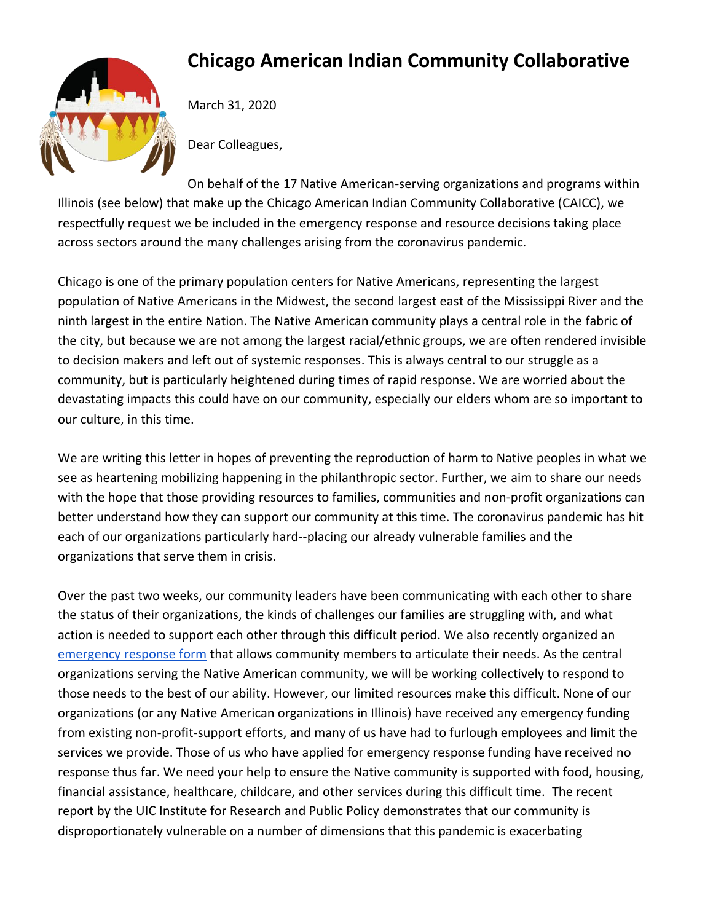# Chicago American Indian Community Collaborative

March 31, 2020

Dear Colleagues,

On behalf of the 17 Native American-serving organizations and programs within Illinois (see below) that make up the Chicago American Indian Community Collaborative (CAICC), we respectfully request we be included in the emergency response and resource decisions taking place across sectors around the many challenges arising from the coronavirus pandemic.

Chicago is one of the primary population centers for Native Americans, representing the largest population of Native Americans in the Midwest, the second largest east of the Mississippi River and the ninth largest in the entire Nation. The Native American community plays a central role in the fabric of the city, but because we are not among the largest racial/ethnic groups, we are often rendered invisible to decision makers and left out of systemic responses. This is always central to our struggle as a community, but is particularly heightened during times of rapid response. We are worried about the devastating impacts this could have on our community, especially our elders whom are so important to our culture, in this time.

We are writing this letter in hopes of preventing the reproduction of harm to Native peoples in what we see as heartening mobilizing happening in the philanthropic sector. Further, we aim to share our needs with the hope that those providing resources to families, communities and non-profit organizations can better understand how they can support our community at this time. The coronavirus pandemic has hit each of our organizations particularly hard--placing our already vulnerable families and the organizations that serve them in crisis.

Over the past two weeks, our community leaders have been communicating with each other to share the status of their organizations, the kinds of challenges our families are struggling with, and what action is needed to support each other through this difficult period. We also recently organized an emergency response form that allows community members to articulate their needs. As the central organizations serving the Native American community, we will be working collectively to respond to those needs to the best of our ability. However, our limited resources make this difficult. None of our organizations (or any Native American organizations in Illinois) have received any emergency funding from existing non-profit-support efforts, and many of us have had to furlough employees and limit the services we provide. Those of us who have applied for emergency response funding have received no response thus far. We need your help to ensure the Native community is supported with food, housing, financial assistance, healthcare, childcare, and other services during this difficult time. The recent report by the UIC Institute for Research and Public Policy demonstrates that our community is disproportionately vulnerable on a number of dimensions that this pandemic is exacerbating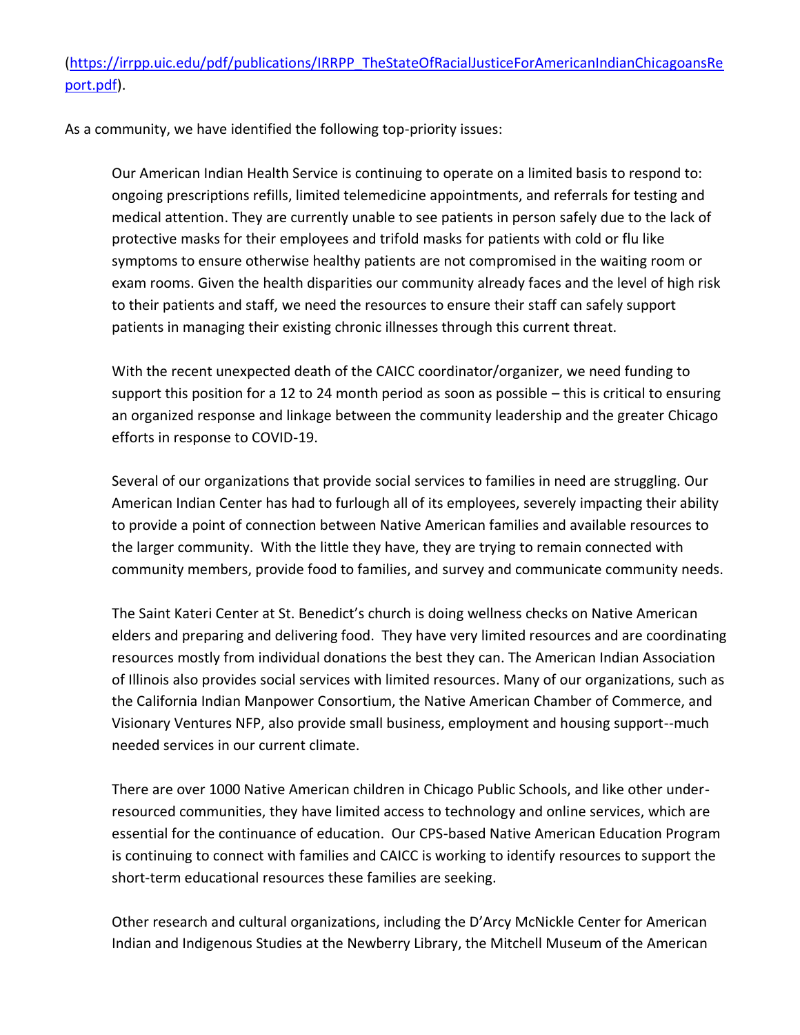([https://irrpp.uic.edu/pdf/publications/IRRPP_TheStateOfRacialJusticeForAmericanIndianChicagoansReport.pdf](https://irrpp.uic.edu/pdf/publications/IRRPP_TheStateOfRacialJusticeForAmericanIndianChicagoansReport.pdf)).

As a community, we have identified the following top-priority issues:

> Our American Indian Health Service is continuing to operate on a limited basis to respond to: ongoing prescriptions refills, limited telemedicine appointments, and referrals for testing and medical attention. They are currently unable to see patients in person safely due to the lack of protective masks for their employees and trifold masks for patients with cold or flu like symptoms to ensure otherwise healthy patients are not compromised in the waiting room or exam rooms. Given the health disparities our community already faces and the level of high risk to their patients and staff, we need the resources to ensure their staff can safely support patients in managing their existing chronic illnesses through this current threat.
>
> With the recent unexpected death of the CAICC coordinator/organizer, we need funding to support this position for a 12 to 24 month period as soon as possible – this is critical to ensuring an organized response and linkage between the community leadership and the greater Chicago efforts in response to COVID-19.
>
> Several of our organizations that provide social services to families in need are struggling. Our American Indian Center has had to furlough all of its employees, severely impacting their ability to provide a point of connection between Native American families and available resources to the larger community. With the little they have, they are trying to remain connected with community members, provide food to families, and survey and communicate community needs.
>
> The Saint Kateri Center at St. Benedict's church is doing wellness checks on Native American elders and preparing and delivering food. They have very limited resources and are coordinating resources mostly from individual donations the best they can. The American Indian Association of Illinois also provides social services with limited resources. Many of our organizations, such as the California Indian Manpower Consortium, the Native American Chamber of Commerce, and Visionary Ventures NFP, also provide small business, employment and housing support--much needed services in our current climate.
>
> There are over 1000 Native American children in Chicago Public Schools, and like other under-resourced communities, they have limited access to technology and online services, which are essential for the continuance of education. Our CPS-based Native American Education Program is continuing to connect with families and CAICC is working to identify resources to support the short-term educational resources these families are seeking.
>
> Other research and cultural organizations, including the D'Arcy McNickle Center for American Indian and Indigenous Studies at the Newberry Library, the Mitchell Museum of the American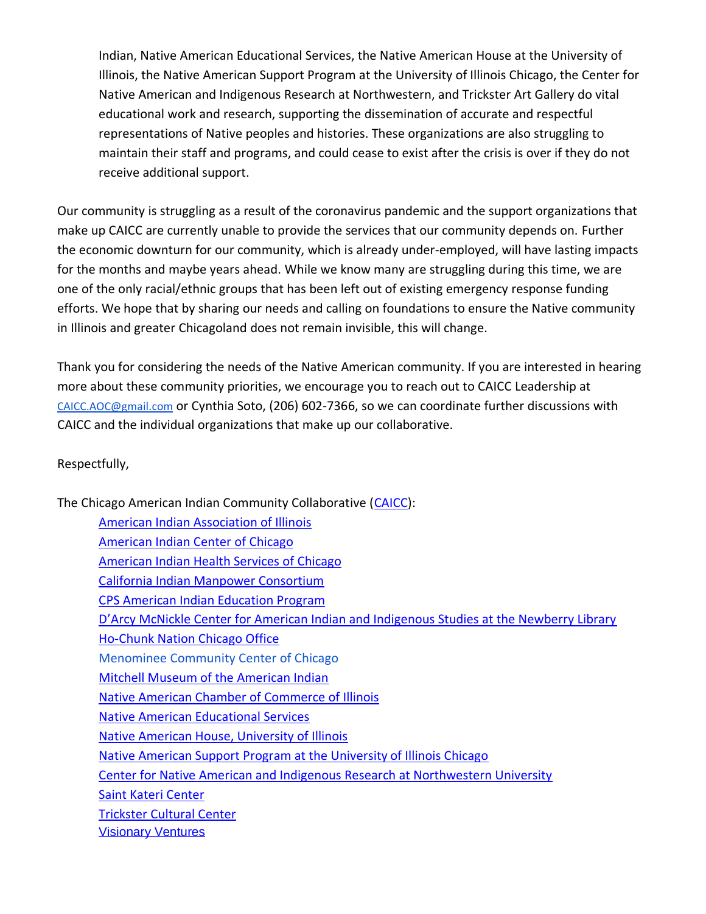Indian, Native American Educational Services, the Native American House at the University of Illinois, the Native American Support Program at the University of Illinois Chicago, the Center for Native American and Indigenous Research at Northwestern, and Trickster Art Gallery do vital educational work and research, supporting the dissemination of accurate and respectful representations of Native peoples and histories. These organizations are also struggling to maintain their staff and programs, and could cease to exist after the crisis is over if they do not receive additional support.

Our community is struggling as a result of the coronavirus pandemic and the support organizations that make up CAICC are currently unable to provide the services that our community depends on. Further the economic downturn for our community, which is already under-employed, will have lasting impacts for the months and maybe years ahead. While we know many are struggling during this time, we are one of the only racial/ethnic groups that has been left out of existing emergency response funding efforts. We hope that by sharing our needs and calling on foundations to ensure the Native community in Illinois and greater Chicagoland does not remain invisible, this will change.

Thank you for considering the needs of the Native American community. If you are interested in hearing more about these community priorities, we encourage you to reach out to CAICC Leadership at CAICC.AOC@gmail.com or Cynthia Soto, (206) 602-7366, so we can coordinate further discussions with CAICC and the individual organizations that make up our collaborative.

Respectfully,

The Chicago American Indian Community Collaborative (CAICC):

- American Indian Association of Illinois
- American Indian Center of Chicago
- American Indian Health Services of Chicago
- California Indian Manpower Consortium
- CPS American Indian Education Program
- D'Arcy McNickle Center for American Indian and Indigenous Studies at the Newberry Library
- Ho-Chunk Nation Chicago Office
- Menominee Community Center of Chicago
- Mitchell Museum of the American Indian
- Native American Chamber of Commerce of Illinois
- Native American Educational Services
- Native American House, University of Illinois
- Native American Support Program at the University of Illinois Chicago
- Center for Native American and Indigenous Research at Northwestern University
- Saint Kateri Center
- Trickster Cultural Center
- Visionary Ventures